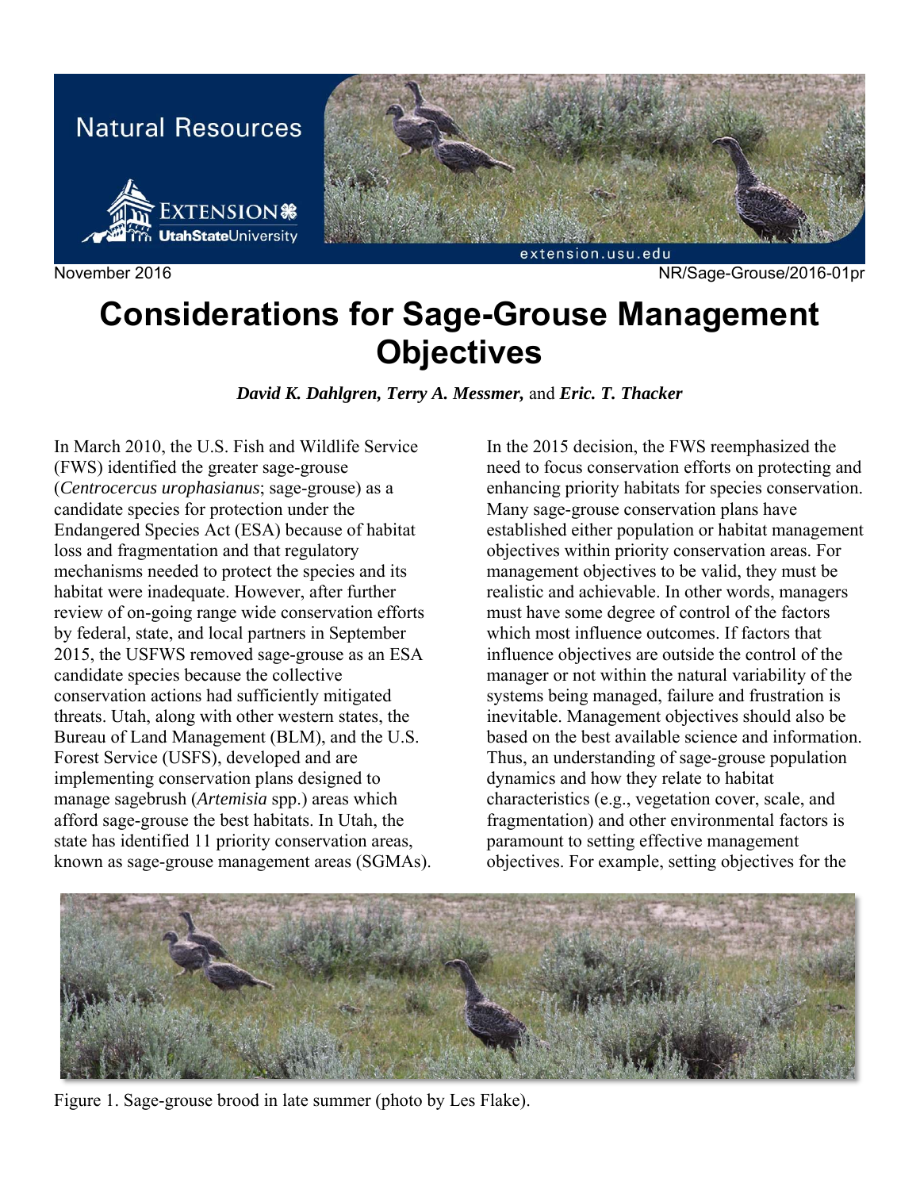Natural Resources

November 2016 NR/Sage-Grouse/2016-01pr

# Considerations for Sage-Grouse Management Objectives

***David K. Dahlgren, Terry A. Messmer,*** and ***Eric. T. Thacker***

In March 2010, the U.S. Fish and Wildlife Service (FWS) identified the greater sage-grouse (*Centrocercus urophasianus*; sage-grouse) as a candidate species for protection under the Endangered Species Act (ESA) because of habitat loss and fragmentation and that regulatory mechanisms needed to protect the species and its habitat were inadequate. However, after further review of on-going range wide conservation efforts by federal, state, and local partners in September 2015, the USFWS removed sage-grouse as an ESA candidate species because the collective conservation actions had sufficiently mitigated threats. Utah, along with other western states, the Bureau of Land Management (BLM), and the U.S. Forest Service (USFS), developed and are implementing conservation plans designed to manage sagebrush (*Artemisia* spp.) areas which afford sage-grouse the best habitats. In Utah, the state has identified 11 priority conservation areas, known as sage-grouse management areas (SGMAs).

In the 2015 decision, the FWS reemphasized the need to focus conservation efforts on protecting and enhancing priority habitats for species conservation. Many sage-grouse conservation plans have established either population or habitat management objectives within priority conservation areas. For management objectives to be valid, they must be realistic and achievable. In other words, managers must have some degree of control of the factors which most influence outcomes. If factors that influence objectives are outside the control of the manager or not within the natural variability of the systems being managed, failure and frustration is inevitable. Management objectives should also be based on the best available science and information. Thus, an understanding of sage-grouse population dynamics and how they relate to habitat characteristics (e.g., vegetation cover, scale, and fragmentation) and other environmental factors is paramount to setting effective management objectives. For example, setting objectives for the

Figure 1. Sage-grouse brood in late summer (photo by Les Flake).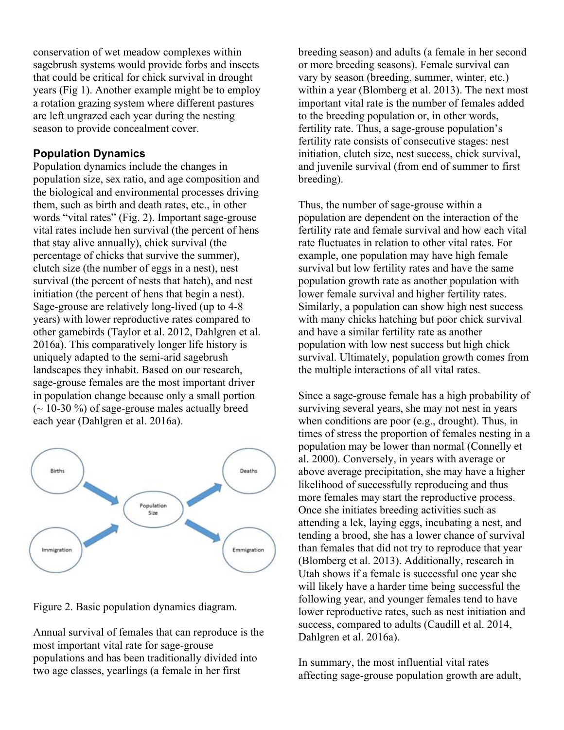conservation of wet meadow complexes within sagebrush systems would provide forbs and insects that could be critical for chick survival in drought years (Fig 1). Another example might be to employ a rotation grazing system where different pastures are left ungrazed each year during the nesting season to provide concealment cover.

## Population Dynamics

Population dynamics include the changes in population size, sex ratio, and age composition and the biological and environmental processes driving them, such as birth and death rates, etc., in other words "vital rates" (Fig. 2). Important sage-grouse vital rates include hen survival (the percent of hens that stay alive annually), chick survival (the percentage of chicks that survive the summer), clutch size (the number of eggs in a nest), nest survival (the percent of nests that hatch), and nest initiation (the percent of hens that begin a nest). Sage-grouse are relatively long-lived (up to 4-8 years) with lower reproductive rates compared to other gamebirds (Taylor et al. 2012, Dahlgren et al. 2016a). This comparatively longer life history is uniquely adapted to the semi-arid sagebrush landscapes they inhabit. Based on our research, sage-grouse females are the most important driver in population change because only a small portion (~ 10-30 %) of sage-grouse males actually breed each year (Dahlgren et al. 2016a).

Births → Population Size ← Immigration; Population Size → Deaths; Population Size → Emmigration

Figure 2. Basic population dynamics diagram.

Annual survival of females that can reproduce is the most important vital rate for sage-grouse populations and has been traditionally divided into two age classes, yearlings (a female in her first breeding season) and adults (a female in her second or more breeding seasons). Female survival can vary by season (breeding, summer, winter, etc.) within a year (Blomberg et al. 2013). The next most important vital rate is the number of females added to the breeding population or, in other words, fertility rate. Thus, a sage-grouse population's fertility rate consists of consecutive stages: nest initiation, clutch size, nest success, chick survival, and juvenile survival (from end of summer to first breeding).

Thus, the number of sage-grouse within a population are dependent on the interaction of the fertility rate and female survival and how each vital rate fluctuates in relation to other vital rates. For example, one population may have high female survival but low fertility rates and have the same population growth rate as another population with lower female survival and higher fertility rates. Similarly, a population can show high nest success with many chicks hatching but poor chick survival and have a similar fertility rate as another population with low nest success but high chick survival. Ultimately, population growth comes from the multiple interactions of all vital rates.

Since a sage-grouse female has a high probability of surviving several years, she may not nest in years when conditions are poor (e.g., drought). Thus, in times of stress the proportion of females nesting in a population may be lower than normal (Connelly et al. 2000). Conversely, in years with average or above average precipitation, she may have a higher likelihood of successfully reproducing and thus more females may start the reproductive process. Once she initiates breeding activities such as attending a lek, laying eggs, incubating a nest, and tending a brood, she has a lower chance of survival than females that did not try to reproduce that year (Blomberg et al. 2013). Additionally, research in Utah shows if a female is successful one year she will likely have a harder time being successful the following year, and younger females tend to have lower reproductive rates, such as nest initiation and success, compared to adults (Caudill et al. 2014, Dahlgren et al. 2016a).

In summary, the most influential vital rates affecting sage-grouse population growth are adult,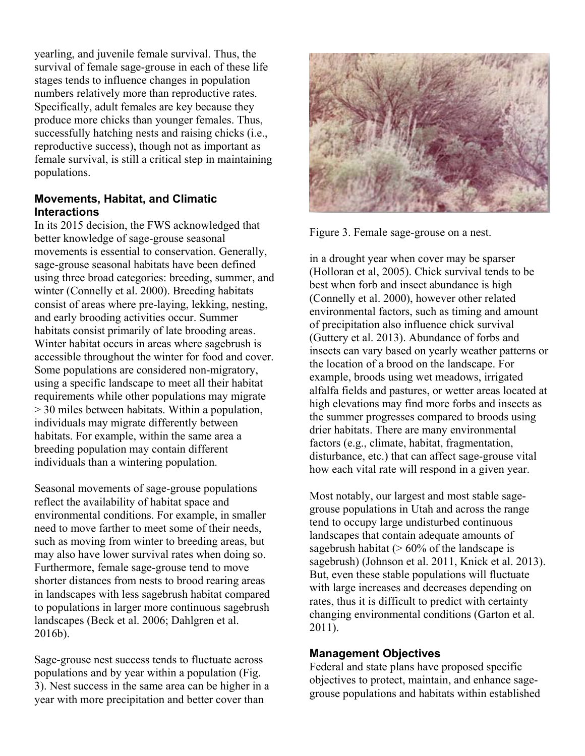yearling, and juvenile female survival. Thus, the survival of female sage-grouse in each of these life stages tends to influence changes in population numbers relatively more than reproductive rates. Specifically, adult females are key because they produce more chicks than younger females. Thus, successfully hatching nests and raising chicks (i.e., reproductive success), though not as important as female survival, is still a critical step in maintaining populations.

### Movements, Habitat, and Climatic Interactions

In its 2015 decision, the FWS acknowledged that better knowledge of sage-grouse seasonal movements is essential to conservation. Generally, sage-grouse seasonal habitats have been defined using three broad categories: breeding, summer, and winter (Connelly et al. 2000). Breeding habitats consist of areas where pre-laying, lekking, nesting, and early brooding activities occur. Summer habitats consist primarily of late brooding areas. Winter habitat occurs in areas where sagebrush is accessible throughout the winter for food and cover. Some populations are considered non-migratory, using a specific landscape to meet all their habitat requirements while other populations may migrate > 30 miles between habitats. Within a population, individuals may migrate differently between habitats. For example, within the same area a breeding population may contain different individuals than a wintering population.

Seasonal movements of sage-grouse populations reflect the availability of habitat space and environmental conditions. For example, in smaller need to move farther to meet some of their needs, such as moving from winter to breeding areas, but may also have lower survival rates when doing so. Furthermore, female sage-grouse tend to move shorter distances from nests to brood rearing areas in landscapes with less sagebrush habitat compared to populations in larger more continuous sagebrush landscapes (Beck et al. 2006; Dahlgren et al. 2016b).

Sage-grouse nest success tends to fluctuate across populations and by year within a population (Fig. 3). Nest success in the same area can be higher in a year with more precipitation and better cover than in a drought year when cover may be sparser (Holloran et al, 2005). Chick survival tends to be best when forb and insect abundance is high (Connelly et al. 2000), however other related environmental factors, such as timing and amount of precipitation also influence chick survival (Guttery et al. 2013). Abundance of forbs and insects can vary based on yearly weather patterns or the location of a brood on the landscape. For example, broods using wet meadows, irrigated alfalfa fields and pastures, or wetter areas located at high elevations may find more forbs and insects as the summer progresses compared to broods using drier habitats. There are many environmental factors (e.g., climate, habitat, fragmentation, disturbance, etc.) that can affect sage-grouse vital how each vital rate will respond in a given year.

Figure 3. Female sage-grouse on a nest.

Most notably, our largest and most stable sage-grouse populations in Utah and across the range tend to occupy large undisturbed continuous landscapes that contain adequate amounts of sagebrush habitat (> 60% of the landscape is sagebrush) (Johnson et al. 2011, Knick et al. 2013). But, even these stable populations will fluctuate with large increases and decreases depending on rates, thus it is difficult to predict with certainty changing environmental conditions (Garton et al. 2011).

### Management Objectives

Federal and state plans have proposed specific objectives to protect, maintain, and enhance sage-grouse populations and habitats within established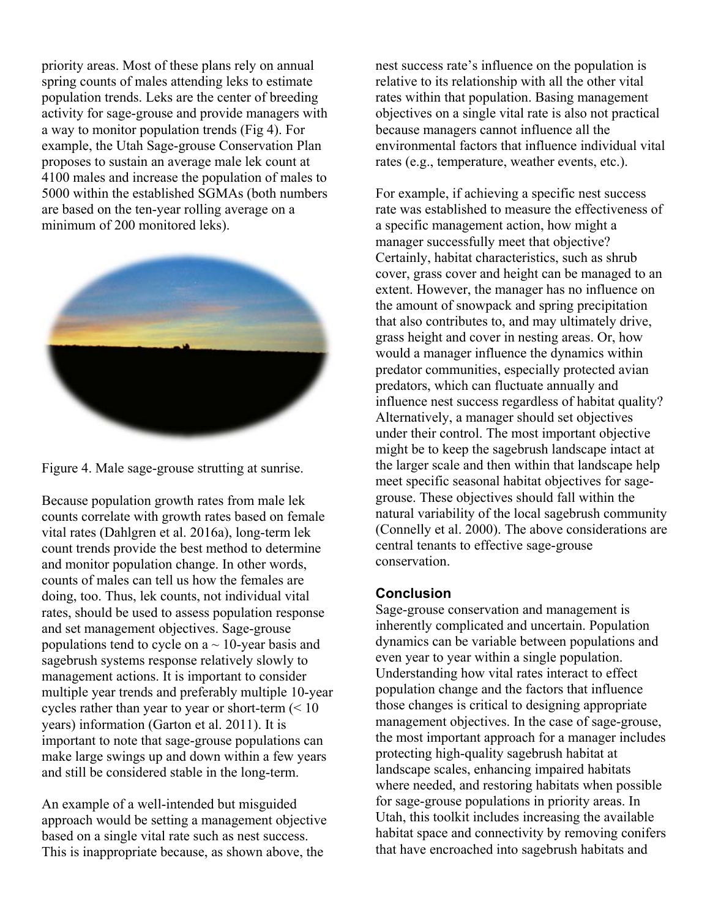priority areas. Most of these plans rely on annual spring counts of males attending leks to estimate population trends. Leks are the center of breeding activity for sage-grouse and provide managers with a way to monitor population trends (Fig 4). For example, the Utah Sage-grouse Conservation Plan proposes to sustain an average male lek count at 4100 males and increase the population of males to 5000 within the established SGMAs (both numbers are based on the ten-year rolling average on a minimum of 200 monitored leks).

Figure 4. Male sage-grouse strutting at sunrise.

Because population growth rates from male lek counts correlate with growth rates based on female vital rates (Dahlgren et al. 2016a), long-term lek count trends provide the best method to determine and monitor population change. In other words, counts of males can tell us how the females are doing, too. Thus, lek counts, not individual vital rates, should be used to assess population response and set management objectives. Sage-grouse populations tend to cycle on a ~ 10-year basis and sagebrush systems response relatively slowly to management actions. It is important to consider multiple year trends and preferably multiple 10-year cycles rather than year to year or short-term (< 10 years) information (Garton et al. 2011). It is important to note that sage-grouse populations can make large swings up and down within a few years and still be considered stable in the long-term.

An example of a well-intended but misguided approach would be setting a management objective based on a single vital rate such as nest success. This is inappropriate because, as shown above, the nest success rate's influence on the population is relative to its relationship with all the other vital rates within that population. Basing management objectives on a single vital rate is also not practical because managers cannot influence all the environmental factors that influence individual vital rates (e.g., temperature, weather events, etc.).

For example, if achieving a specific nest success rate was established to measure the effectiveness of a specific management action, how might a manager successfully meet that objective? Certainly, habitat characteristics, such as shrub cover, grass cover and height can be managed to an extent. However, the manager has no influence on the amount of snowpack and spring precipitation that also contributes to, and may ultimately drive, grass height and cover in nesting areas. Or, how would a manager influence the dynamics within predator communities, especially protected avian predators, which can fluctuate annually and influence nest success regardless of habitat quality? Alternatively, a manager should set objectives under their control. The most important objective might be to keep the sagebrush landscape intact at the larger scale and then within that landscape help meet specific seasonal habitat objectives for sage-grouse. These objectives should fall within the natural variability of the local sagebrush community (Connelly et al. 2000). The above considerations are central tenants to effective sage-grouse conservation.

## Conclusion

Sage-grouse conservation and management is inherently complicated and uncertain. Population dynamics can be variable between populations and even year to year within a single population. Understanding how vital rates interact to effect population change and the factors that influence those changes is critical to designing appropriate management objectives. In the case of sage-grouse, the most important approach for a manager includes protecting high-quality sagebrush habitat at landscape scales, enhancing impaired habitats where needed, and restoring habitats when possible for sage-grouse populations in priority areas. In Utah, this toolkit includes increasing the available habitat space and connectivity by removing conifers that have encroached into sagebrush habitats and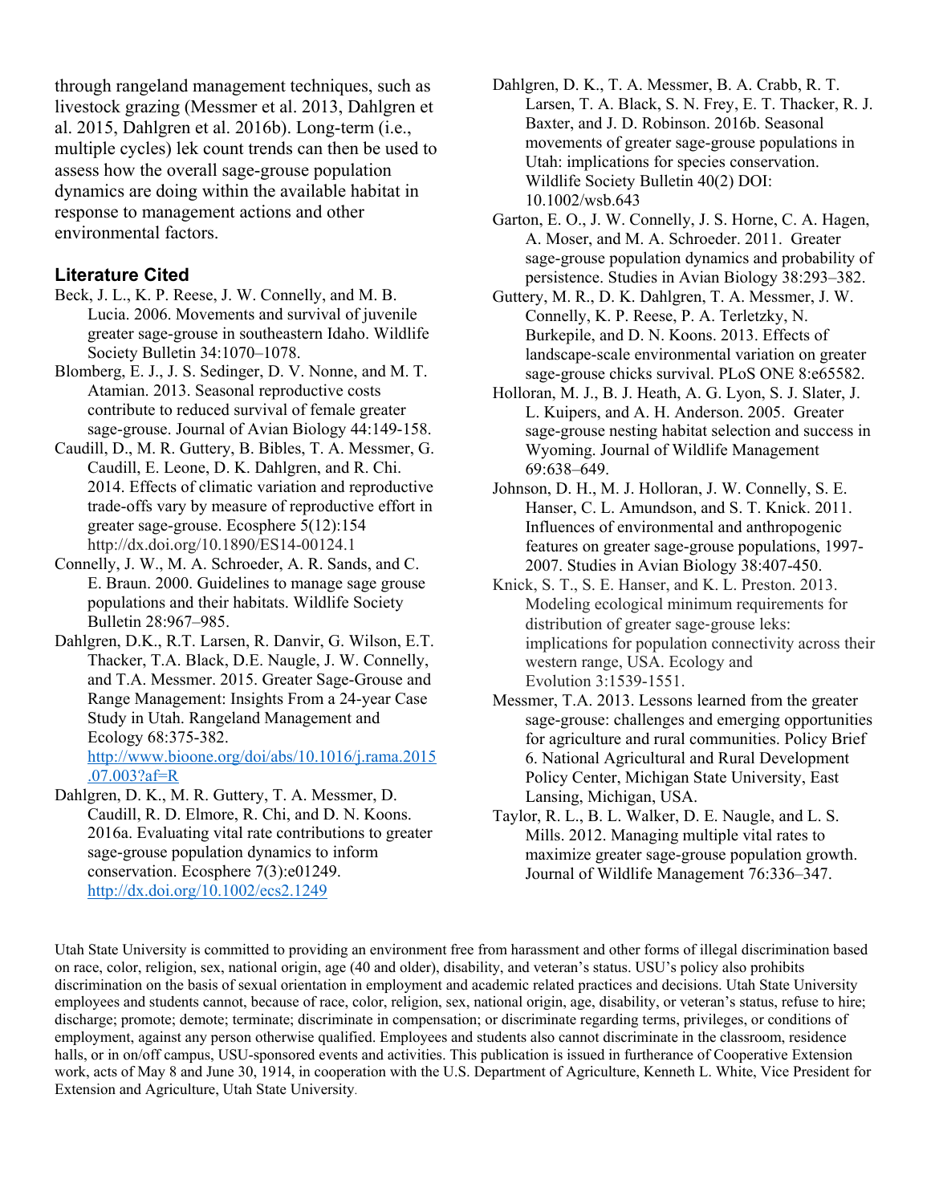through rangeland management techniques, such as livestock grazing (Messmer et al. 2013, Dahlgren et al. 2015, Dahlgren et al. 2016b). Long-term (i.e., multiple cycles) lek count trends can then be used to assess how the overall sage-grouse population dynamics are doing within the available habitat in response to management actions and other environmental factors.

## Literature Cited

Beck, J. L., K. P. Reese, J. W. Connelly, and M. B. Lucia. 2006. Movements and survival of juvenile greater sage-grouse in southeastern Idaho. Wildlife Society Bulletin 34:1070–1078.

Blomberg, E. J., J. S. Sedinger, D. V. Nonne, and M. T. Atamian. 2013. Seasonal reproductive costs contribute to reduced survival of female greater sage-grouse. Journal of Avian Biology 44:149-158.

Caudill, D., M. R. Guttery, B. Bibles, T. A. Messmer, G. Caudill, E. Leone, D. K. Dahlgren, and R. Chi. 2014. Effects of climatic variation and reproductive trade-offs vary by measure of reproductive effort in greater sage-grouse. Ecosphere 5(12):154 http://dx.doi.org/10.1890/ES14-00124.1

Connelly, J. W., M. A. Schroeder, A. R. Sands, and C. E. Braun. 2000. Guidelines to manage sage grouse populations and their habitats. Wildlife Society Bulletin 28:967–985.

Dahlgren, D.K., R.T. Larsen, R. Danvir, G. Wilson, E.T. Thacker, T.A. Black, D.E. Naugle, J. W. Connelly, and T.A. Messmer. 2015. Greater Sage-Grouse and Range Management: Insights From a 24-year Case Study in Utah. Rangeland Management and Ecology 68:375-382. http://www.bioone.org/doi/abs/10.1016/j.rama.2015.07.003?af=R

Dahlgren, D. K., M. R. Guttery, T. A. Messmer, D. Caudill, R. D. Elmore, R. Chi, and D. N. Koons. 2016a. Evaluating vital rate contributions to greater sage-grouse population dynamics to inform conservation. Ecosphere 7(3):e01249. http://dx.doi.org/10.1002/ecs2.1249

Dahlgren, D. K., T. A. Messmer, B. A. Crabb, R. T. Larsen, T. A. Black, S. N. Frey, E. T. Thacker, R. J. Baxter, and J. D. Robinson. 2016b. Seasonal movements of greater sage-grouse populations in Utah: implications for species conservation. Wildlife Society Bulletin 40(2) DOI: 10.1002/wsb.643

Garton, E. O., J. W. Connelly, J. S. Horne, C. A. Hagen, A. Moser, and M. A. Schroeder. 2011. Greater sage-grouse population dynamics and probability of persistence. Studies in Avian Biology 38:293–382.

Guttery, M. R., D. K. Dahlgren, T. A. Messmer, J. W. Connelly, K. P. Reese, P. A. Terletzky, N. Burkepile, and D. N. Koons. 2013. Effects of landscape-scale environmental variation on greater sage-grouse chicks survival. PLoS ONE 8:e65582.

Holloran, M. J., B. J. Heath, A. G. Lyon, S. J. Slater, J. L. Kuipers, and A. H. Anderson. 2005. Greater sage-grouse nesting habitat selection and success in Wyoming. Journal of Wildlife Management 69:638–649.

Johnson, D. H., M. J. Holloran, J. W. Connelly, S. E. Hanser, C. L. Amundson, and S. T. Knick. 2011. Influences of environmental and anthropogenic features on greater sage-grouse populations, 1997-2007. Studies in Avian Biology 38:407-450.

Knick, S. T., S. E. Hanser, and K. L. Preston. 2013. Modeling ecological minimum requirements for distribution of greater sage-grouse leks: implications for population connectivity across their western range, USA. Ecology and Evolution 3:1539-1551.

Messmer, T.A. 2013. Lessons learned from the greater sage-grouse: challenges and emerging opportunities for agriculture and rural communities. Policy Brief 6. National Agricultural and Rural Development Policy Center, Michigan State University, East Lansing, Michigan, USA.

Taylor, R. L., B. L. Walker, D. E. Naugle, and L. S. Mills. 2012. Managing multiple vital rates to maximize greater sage-grouse population growth. Journal of Wildlife Management 76:336–347.

Utah State University is committed to providing an environment free from harassment and other forms of illegal discrimination based on race, color, religion, sex, national origin, age (40 and older), disability, and veteran's status. USU's policy also prohibits discrimination on the basis of sexual orientation in employment and academic related practices and decisions. Utah State University employees and students cannot, because of race, color, religion, sex, national origin, age, disability, or veteran's status, refuse to hire; discharge; promote; demote; terminate; discriminate in compensation; or discriminate regarding terms, privileges, or conditions of employment, against any person otherwise qualified. Employees and students also cannot discriminate in the classroom, residence halls, or in on/off campus, USU-sponsored events and activities. This publication is issued in furtherance of Cooperative Extension work, acts of May 8 and June 30, 1914, in cooperation with the U.S. Department of Agriculture, Kenneth L. White, Vice President for Extension and Agriculture, Utah State University.